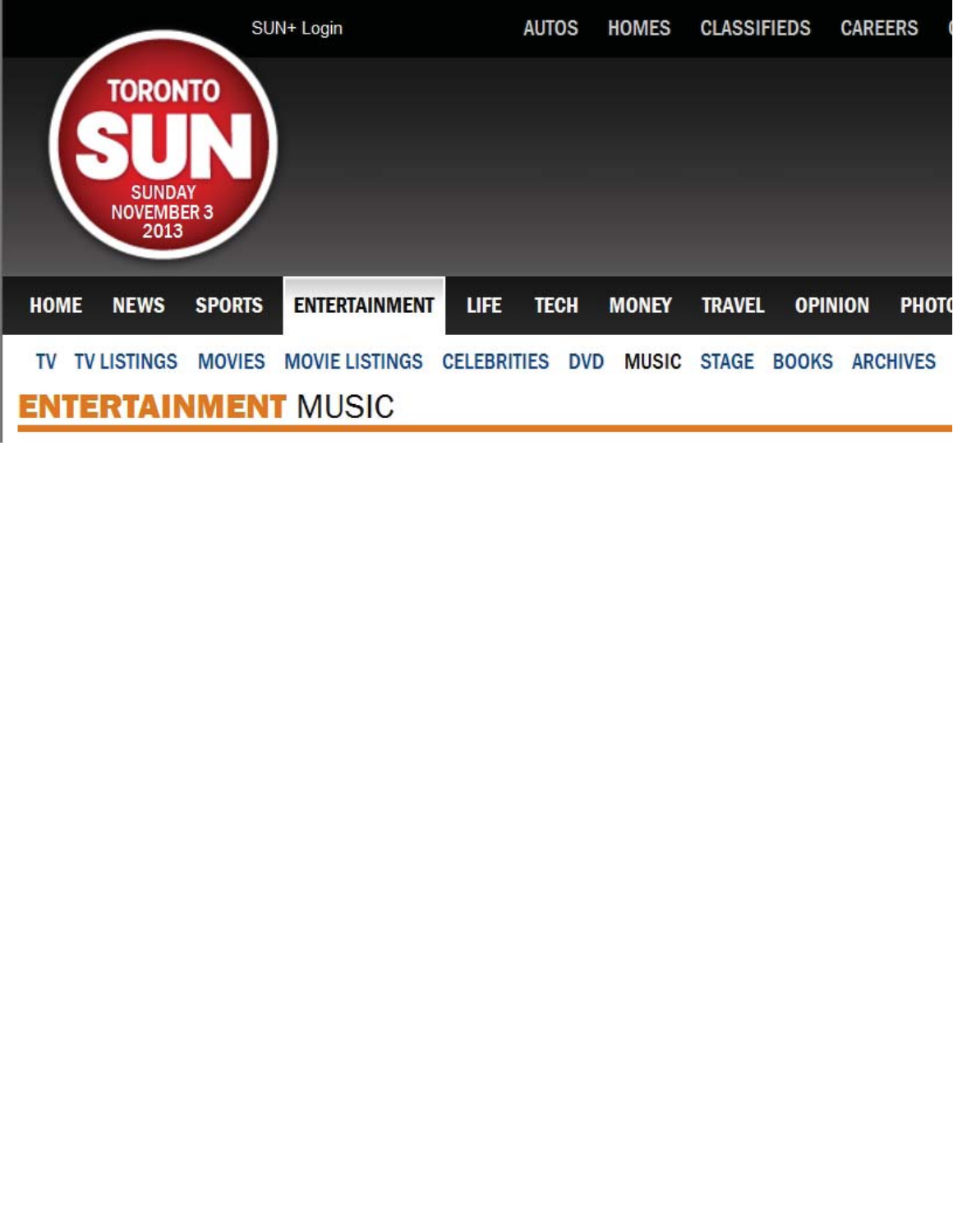SUN+ Login

AUTOS HOMES CLASSIFIEDS CAREERS

TORONTO SUN

SUNDAY NOVEMBER 3 2013

HOME NEWS SPORTS ENTERTAINMENT LIFE TECH MONEY TRAVEL OPINION PHOTO

TV TV LISTINGS MOVIES MOVIE LISTINGS CELEBRITIES DVD MUSIC STAGE BOOKS ARCHIVES

# ENTERTAINMENT MUSIC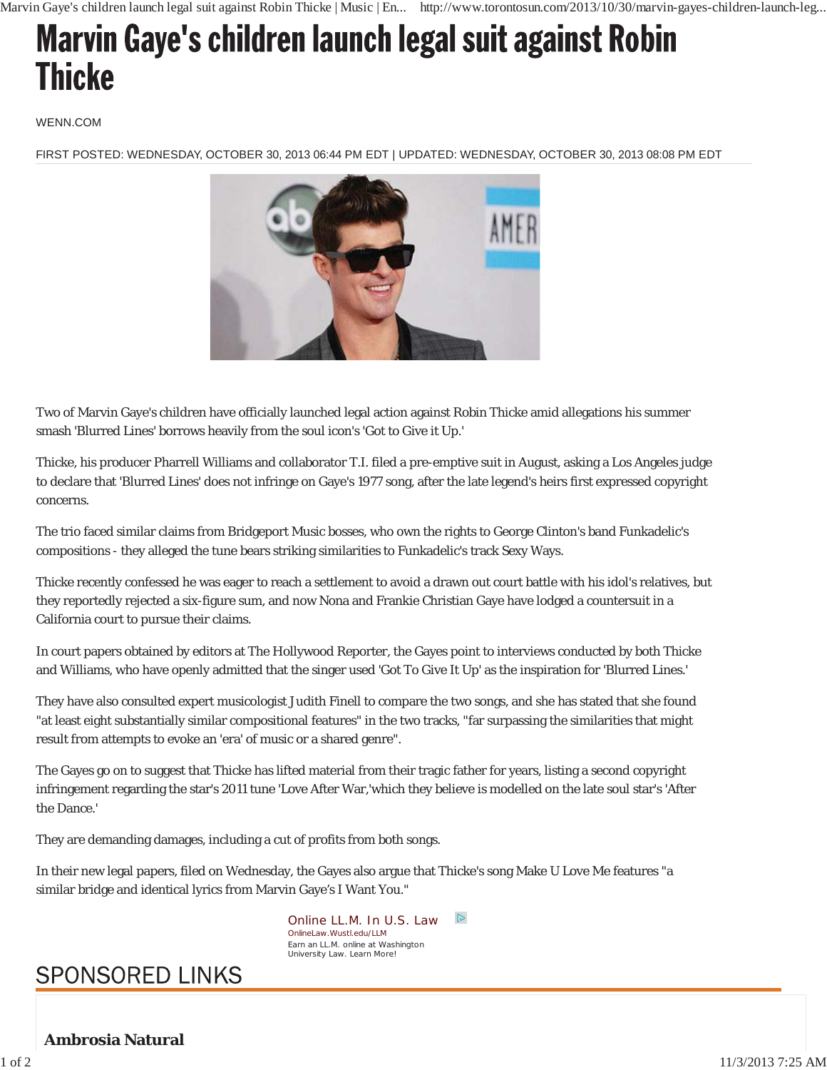# Marvin Gaye's children launch legal suit against Robin Thicke

WENN.COM

FIRST POSTED: WEDNESDAY, OCTOBER 30, 2013 06:44 PM EDT | UPDATED: WEDNESDAY, OCTOBER 30, 2013 08:08 PM EDT

Two of Marvin Gaye's children have officially launched legal action against Robin Thicke amid allegations his summer smash 'Blurred Lines' borrows heavily from the soul icon's 'Got to Give it Up.'

Thicke, his producer Pharrell Williams and collaborator T.I. filed a pre-emptive suit in August, asking a Los Angeles judge to declare that 'Blurred Lines' does not infringe on Gaye's 1977 song, after the late legend's heirs first expressed copyright concerns.

The trio faced similar claims from Bridgeport Music bosses, who own the rights to George Clinton's band Funkadelic's compositions - they alleged the tune bears striking similarities to Funkadelic's track Sexy Ways.

Thicke recently confessed he was eager to reach a settlement to avoid a drawn out court battle with his idol's relatives, but they reportedly rejected a six-figure sum, and now Nona and Frankie Christian Gaye have lodged a countersuit in a California court to pursue their claims.

In court papers obtained by editors at The Hollywood Reporter, the Gayes point to interviews conducted by both Thicke and Williams, who have openly admitted that the singer used 'Got To Give It Up' as the inspiration for 'Blurred Lines.'

They have also consulted expert musicologist Judith Finell to compare the two songs, and she has stated that she found "at least eight substantially similar compositional features" in the two tracks, "far surpassing the similarities that might result from attempts to evoke an 'era' of music or a shared genre".

The Gayes go on to suggest that Thicke has lifted material from their tragic father for years, listing a second copyright infringement regarding the star's 2011 tune 'Love After War,'which they believe is modelled on the late soul star's 'After the Dance.'

They are demanding damages, including a cut of profits from both songs.

In their new legal papers, filed on Wednesday, the Gayes also argue that Thicke's song Make U Love Me features "a similar bridge and identical lyrics from Marvin Gaye's I Want You."

Online LL.M. In U.S. Law
OnlineLaw.Wustl.edu/LLM
Earn an LL.M. online at Washington University Law. Learn More!

## SPONSORED LINKS

**Ambrosia Natural**